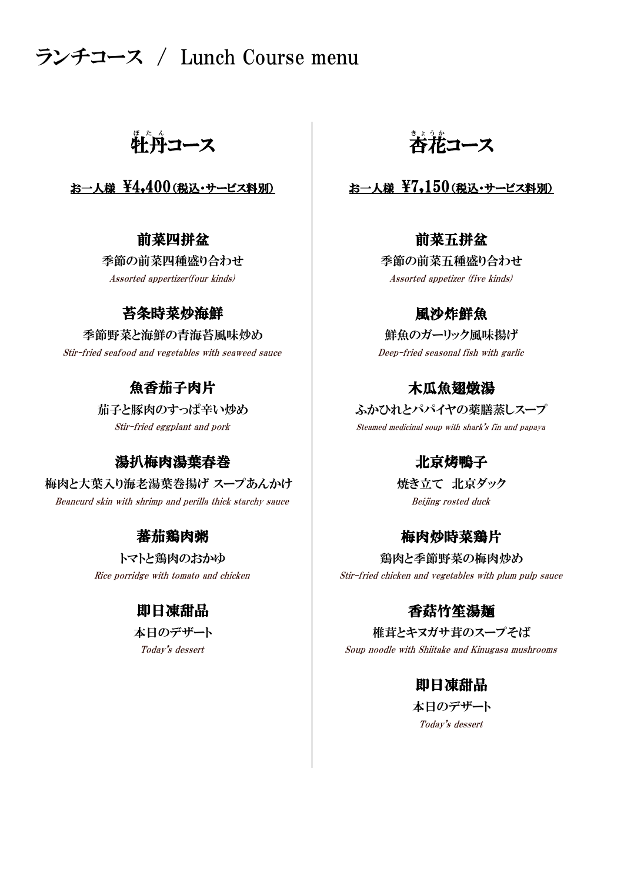# ランチコース / Lunch Course menu

## 牡丹（ぼたん）コース

**お一人様 ¥4,400（税込・サービス料別）**

### 前菜四拼盆
季節の前菜四種盛り合わせ
*Assorted appertizer(four kinds)*

### 苔条時菜炒海鮮
季節野菜と海鮮の青海苔風味炒め
*Stir-fried seafood and vegetables with seaweed sauce*

### 魚香茄子肉片
茄子と豚肉のすっぱ辛い炒め
*Stir-fried eggplant and pork*

### 湯扒梅肉湯葉春巻
梅肉と大葉入り海老湯葉巻揚げ スープあんかけ
*Beancurd skin with shrimp and perilla thick starchy sauce*

### 蕃茄鶏肉粥
トマトと鶏肉のおかゆ
*Rice porridge with tomato and chicken*

### 即日凍甜品
本日のデザート
*Today's dessert*

## 杏花（きょうか）コース

**お一人様 ¥7,150（税込・サービス料別）**

### 前菜五拼盆
季節の前菜五種盛り合わせ
*Assorted appetizer (five kinds)*

### 風沙炸鮮魚
鮮魚のガーリック風味揚げ
*Deep-fried seasonal fish with garlic*

### 木瓜魚翅燉湯
ふかひれとパパイヤの薬膳蒸しスープ
*Steamed medicinal soup with shark's fin and papaya*

### 北京烤鴨子
焼き立て 北京ダック
*Beijing rosted duck*

### 梅肉炒時菜鶏片
鶏肉と季節野菜の梅肉炒め
*Stir-fried chicken and vegetables with plum pulp sauce*

### 香菇竹笙湯麺
椎茸とキヌガサ茸のスープそば
*Soup noodle with Shiitake and Kinugasa mushrooms*

### 即日凍甜品
本日のデザート
*Today's dessert*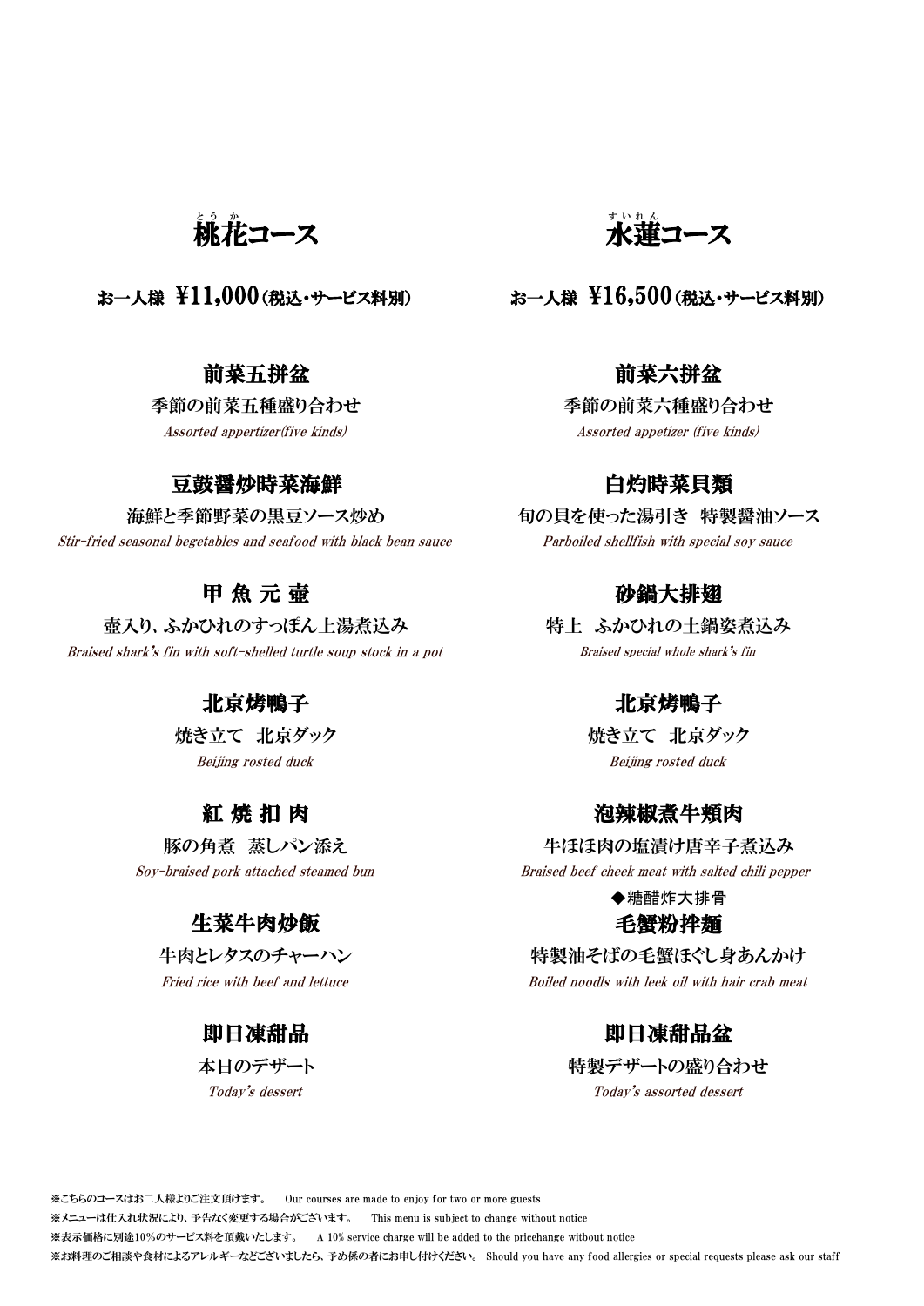## 桃花コース

とうか

**お一人様 ¥11,000(税込・サービス料別)**

### 前菜五拼盆

季節の前菜五種盛り合わせ

*Assorted apppertizer(five kinds)*

### 豆豉醤炒時菜海鮮

海鮮と季節野菜の黒豆ソース炒め

*Stir-fried seasonal begetables and seafood with black bean sauce*

### 甲 魚 元 壷

壺入り、ふかひれのすっぽん上湯煮込み

*Braised shark's fin with soft-shelled turtle soup stock in a pot*

### 北京烤鴨子

焼き立て 北京ダック

*Beijing rosted duck*

### 紅 焼 扣 肉

豚の角煮 蒸しパン添え

*Soy-braised pork attached steamed bun*

### 生菜牛肉炒飯

牛肉とレタスのチャーハン

*Fried rice with beef and lettuce*

### 即日凍甜品

本日のデザート

*Today's dessert*

## 水蓮コース

すいれん

**お一人様 ¥16,500(税込・サービス料別)**

### 前菜六拼盆

季節の前菜六種盛り合わせ

*Assorted appetizer (five kinds)*

### 白灼時菜貝類

旬の貝を使った湯引き 特製醤油ソース

*Parboiled shellfish with special soy sauce*

### 砂鍋大排翅

特上 ふかひれの土鍋姿煮込み

*Braised special whole shark's fin*

### 北京烤鴨子

焼き立て 北京ダック

*Beijing rosted duck*

### 泡辣椒煮牛頬肉

牛ほほ肉の塩漬け唐辛子煮込み

*Braised beef cheek meat with salted chili pepper*

◆糖醋炸大排骨

### 毛蟹粉拌麺

特製油そばの毛蟹ほぐし身あんかけ

*Boiled noodls with leek oil with hair crab meat*

### 即日凍甜品盆

特製デザートの盛り合わせ

*Today's assorted dessert*

※こちらのコースはお二人様よりご注文頂けます。 Our courses are made to enjoy for two or more guests

※メニューは仕入れ状況により、予告なく変更する場合がございます。 This menu is subject to change without notice

※表示価格に別途10%のサービス料を頂戴いたします。 A 10% service charge will be added to the pricehange without notice

※お料理のご相談や食材によるアレルギーなどございましたら、予め係の者にお申し付けください。 Should you have any food allergies or special requests please ask our staff